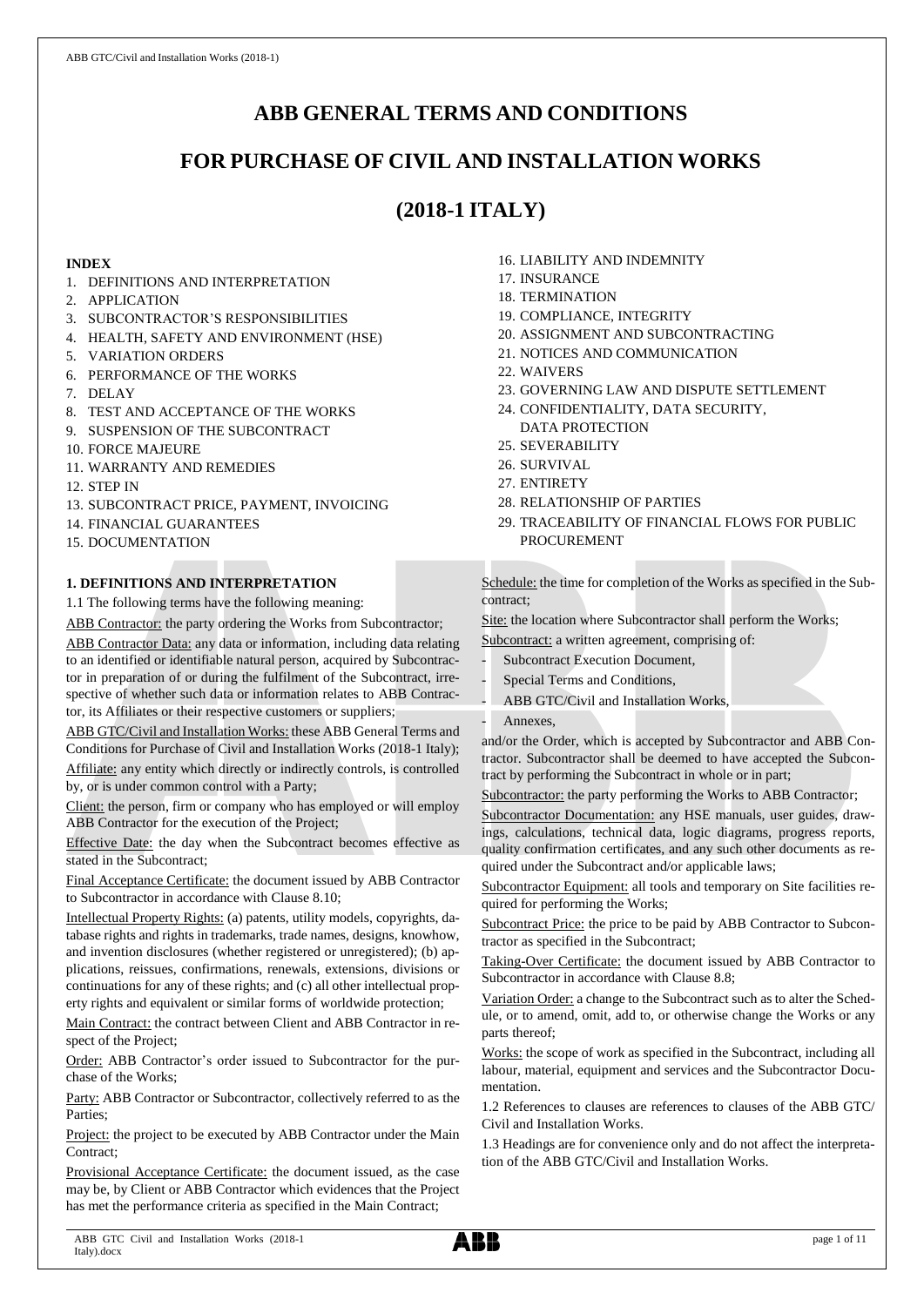# ABB GENERAL TERMS AND CONDITIONS

# FOR PURCHASE OF CIVIL AND INSTALLATION WORKS

# (2018-1 ITALY)

**INDEX**

1. DEFINITIONS AND INTERPRETATION
2. APPLICATION
3. SUBCONTRACTOR'S RESPONSIBILITIES
4. HEALTH, SAFETY AND ENVIRONMENT (HSE)
5. VARIATION ORDERS
6. PERFORMANCE OF THE WORKS
7. DELAY
8. TEST AND ACCEPTANCE OF THE WORKS
9. SUSPENSION OF THE SUBCONTRACT
10. FORCE MAJEURE
11. WARRANTY AND REMEDIES
12. STEP IN
13. SUBCONTRACT PRICE, PAYMENT, INVOICING
14. FINANCIAL GUARANTEES
15. DOCUMENTATION
16. LIABILITY AND INDEMNITY
17. INSURANCE
18. TERMINATION
19. COMPLIANCE, INTEGRITY
20. ASSIGNMENT AND SUBCONTRACTING
21. NOTICES AND COMMUNICATION
22. WAIVERS
23. GOVERNING LAW AND DISPUTE SETTLEMENT
24. CONFIDENTIALITY, DATA SECURITY, DATA PROTECTION
25. SEVERABILITY
26. SURVIVAL
27. ENTIRETY
28. RELATIONSHIP OF PARTIES
29. TRACEABILITY OF FINANCIAL FLOWS FOR PUBLIC PROCUREMENT

## 1. DEFINITIONS AND INTERPRETATION

1.1 The following terms have the following meaning:

ABB Contractor: the party ordering the Works from Subcontractor;

ABB Contractor Data: any data or information, including data relating to an identified or identifiable natural person, acquired by Subcontractor in preparation of or during the fulfilment of the Subcontract, irrespective of whether such data or information relates to ABB Contractor, its Affiliates or their respective customers or suppliers;

ABB GTC/Civil and Installation Works: these ABB General Terms and Conditions for Purchase of Civil and Installation Works (2018-1 Italy);

Affiliate: any entity which directly or indirectly controls, is controlled by, or is under common control with a Party;

Client: the person, firm or company who has employed or will employ ABB Contractor for the execution of the Project;

Effective Date: the day when the Subcontract becomes effective as stated in the Subcontract;

Final Acceptance Certificate: the document issued by ABB Contractor to Subcontractor in accordance with Clause 8.10;

Intellectual Property Rights: (a) patents, utility models, copyrights, database rights and rights in trademarks, trade names, designs, knowhow, and invention disclosures (whether registered or unregistered); (b) applications, reissues, confirmations, renewals, extensions, divisions or continuations for any of these rights; and (c) all other intellectual property rights and equivalent or similar forms of worldwide protection;

Main Contract: the contract between Client and ABB Contractor in respect of the Project;

Order: ABB Contractor's order issued to Subcontractor for the purchase of the Works;

Party: ABB Contractor or Subcontractor, collectively referred to as the Parties;

Project: the project to be executed by ABB Contractor under the Main Contract;

Provisional Acceptance Certificate: the document issued, as the case may be, by Client or ABB Contractor which evidences that the Project has met the performance criteria as specified in the Main Contract;

Schedule: the time for completion of the Works as specified in the Subcontract;

Site: the location where Subcontractor shall perform the Works;

Subcontract: a written agreement, comprising of:

- Subcontract Execution Document,
- Special Terms and Conditions,
- ABB GTC/Civil and Installation Works,
- Annexes,

and/or the Order, which is accepted by Subcontractor and ABB Contractor. Subcontractor shall be deemed to have accepted the Subcontract by performing the Subcontract in whole or in part;

Subcontractor: the party performing the Works to ABB Contractor;

Subcontractor Documentation: any HSE manuals, user guides, drawings, calculations, technical data, logic diagrams, progress reports, quality confirmation certificates, and any such other documents as required under the Subcontract and/or applicable laws;

Subcontractor Equipment: all tools and temporary on Site facilities required for performing the Works;

Subcontract Price: the price to be paid by ABB Contractor to Subcontractor as specified in the Subcontract;

Taking-Over Certificate: the document issued by ABB Contractor to Subcontractor in accordance with Clause 8.8;

Variation Order: a change to the Subcontract such as to alter the Schedule, or to amend, omit, add to, or otherwise change the Works or any parts thereof;

Works: the scope of work as specified in the Subcontract, including all labour, material, equipment and services and the Subcontractor Documentation.

1.2 References to clauses are references to clauses of the ABB GTC/Civil and Installation Works.

1.3 Headings are for convenience only and do not affect the interpretation of the ABB GTC/Civil and Installation Works.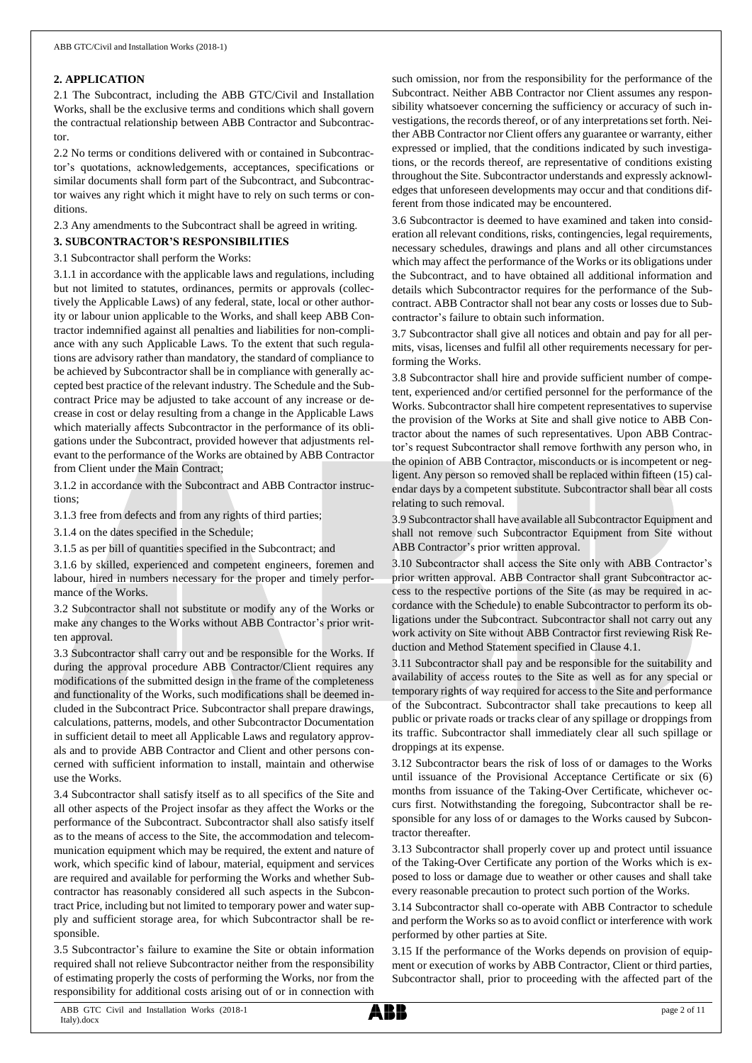## 2. APPLICATION

2.1 The Subcontract, including the ABB GTC/Civil and Installation Works, shall be the exclusive terms and conditions which shall govern the contractual relationship between ABB Contractor and Subcontractor.

2.2 No terms or conditions delivered with or contained in Subcontractor's quotations, acknowledgements, acceptances, specifications or similar documents shall form part of the Subcontract, and Subcontractor waives any right which it might have to rely on such terms or conditions.

2.3 Any amendments to the Subcontract shall be agreed in writing.

## 3. SUBCONTRACTOR'S RESPONSIBILITIES

3.1 Subcontractor shall perform the Works:

3.1.1 in accordance with the applicable laws and regulations, including but not limited to statutes, ordinances, permits or approvals (collectively the Applicable Laws) of any federal, state, local or other authority or labour union applicable to the Works, and shall keep ABB Contractor indemnified against all penalties and liabilities for non-compliance with any such Applicable Laws. To the extent that such regulations are advisory rather than mandatory, the standard of compliance to be achieved by Subcontractor shall be in compliance with generally accepted best practice of the relevant industry. The Schedule and the Subcontract Price may be adjusted to take account of any increase or decrease in cost or delay resulting from a change in the Applicable Laws which materially affects Subcontractor in the performance of its obligations under the Subcontract, provided however that adjustments relevant to the performance of the Works are obtained by ABB Contractor from Client under the Main Contract;

3.1.2 in accordance with the Subcontract and ABB Contractor instructions;

3.1.3 free from defects and from any rights of third parties;

3.1.4 on the dates specified in the Schedule;

3.1.5 as per bill of quantities specified in the Subcontract; and

3.1.6 by skilled, experienced and competent engineers, foremen and labour, hired in numbers necessary for the proper and timely performance of the Works.

3.2 Subcontractor shall not substitute or modify any of the Works or make any changes to the Works without ABB Contractor's prior written approval.

3.3 Subcontractor shall carry out and be responsible for the Works. If during the approval procedure ABB Contractor/Client requires any modifications of the submitted design in the frame of the completeness and functionality of the Works, such modifications shall be deemed included in the Subcontract Price. Subcontractor shall prepare drawings, calculations, patterns, models, and other Subcontractor Documentation in sufficient detail to meet all Applicable Laws and regulatory approvals and to provide ABB Contractor and Client and other persons concerned with sufficient information to install, maintain and otherwise use the Works.

3.4 Subcontractor shall satisfy itself as to all specifics of the Site and all other aspects of the Project insofar as they affect the Works or the performance of the Subcontract. Subcontractor shall also satisfy itself as to the means of access to the Site, the accommodation and telecommunication equipment which may be required, the extent and nature of work, which specific kind of labour, material, equipment and services are required and available for performing the Works and whether Subcontractor has reasonably considered all such aspects in the Subcontract Price, including but not limited to temporary power and water supply and sufficient storage area, for which Subcontractor shall be responsible.

3.5 Subcontractor's failure to examine the Site or obtain information required shall not relieve Subcontractor neither from the responsibility of estimating properly the costs of performing the Works, nor from the responsibility for additional costs arising out of or in connection with such omission, nor from the responsibility for the performance of the Subcontract. Neither ABB Contractor nor Client assumes any responsibility whatsoever concerning the sufficiency or accuracy of such investigations, the records thereof, or of any interpretations set forth. Neither ABB Contractor nor Client offers any guarantee or warranty, either expressed or implied, that the conditions indicated by such investigations, or the records thereof, are representative of conditions existing throughout the Site. Subcontractor understands and expressly acknowledges that unforeseen developments may occur and that conditions different from those indicated may be encountered.

3.6 Subcontractor is deemed to have examined and taken into consideration all relevant conditions, risks, contingencies, legal requirements, necessary schedules, drawings and plans and all other circumstances which may affect the performance of the Works or its obligations under the Subcontract, and to have obtained all additional information and details which Subcontractor requires for the performance of the Subcontract. ABB Contractor shall not bear any costs or losses due to Subcontractor's failure to obtain such information.

3.7 Subcontractor shall give all notices and obtain and pay for all permits, visas, licenses and fulfil all other requirements necessary for performing the Works.

3.8 Subcontractor shall hire and provide sufficient number of competent, experienced and/or certified personnel for the performance of the Works. Subcontractor shall hire competent representatives to supervise the provision of the Works at Site and shall give notice to ABB Contractor about the names of such representatives. Upon ABB Contractor's request Subcontractor shall remove forthwith any person who, in the opinion of ABB Contractor, misconducts or is incompetent or negligent. Any person so removed shall be replaced within fifteen (15) calendar days by a competent substitute. Subcontractor shall bear all costs relating to such removal.

3.9 Subcontractor shall have available all Subcontractor Equipment and shall not remove such Subcontractor Equipment from Site without ABB Contractor's prior written approval.

3.10 Subcontractor shall access the Site only with ABB Contractor's prior written approval. ABB Contractor shall grant Subcontractor access to the respective portions of the Site (as may be required in accordance with the Schedule) to enable Subcontractor to perform its obligations under the Subcontract. Subcontractor shall not carry out any work activity on Site without ABB Contractor first reviewing Risk Reduction and Method Statement specified in Clause 4.1.

3.11 Subcontractor shall pay and be responsible for the suitability and availability of access routes to the Site as well as for any special or temporary rights of way required for access to the Site and performance of the Subcontract. Subcontractor shall take precautions to keep all public or private roads or tracks clear of any spillage or droppings from its traffic. Subcontractor shall immediately clear all such spillage or droppings at its expense.

3.12 Subcontractor bears the risk of loss of or damages to the Works until issuance of the Provisional Acceptance Certificate or six (6) months from issuance of the Taking-Over Certificate, whichever occurs first. Notwithstanding the foregoing, Subcontractor shall be responsible for any loss of or damages to the Works caused by Subcontractor thereafter.

3.13 Subcontractor shall properly cover up and protect until issuance of the Taking-Over Certificate any portion of the Works which is exposed to loss or damage due to weather or other causes and shall take every reasonable precaution to protect such portion of the Works.

3.14 Subcontractor shall co-operate with ABB Contractor to schedule and perform the Works so as to avoid conflict or interference with work performed by other parties at Site.

3.15 If the performance of the Works depends on provision of equipment or execution of works by ABB Contractor, Client or third parties, Subcontractor shall, prior to proceeding with the affected part of the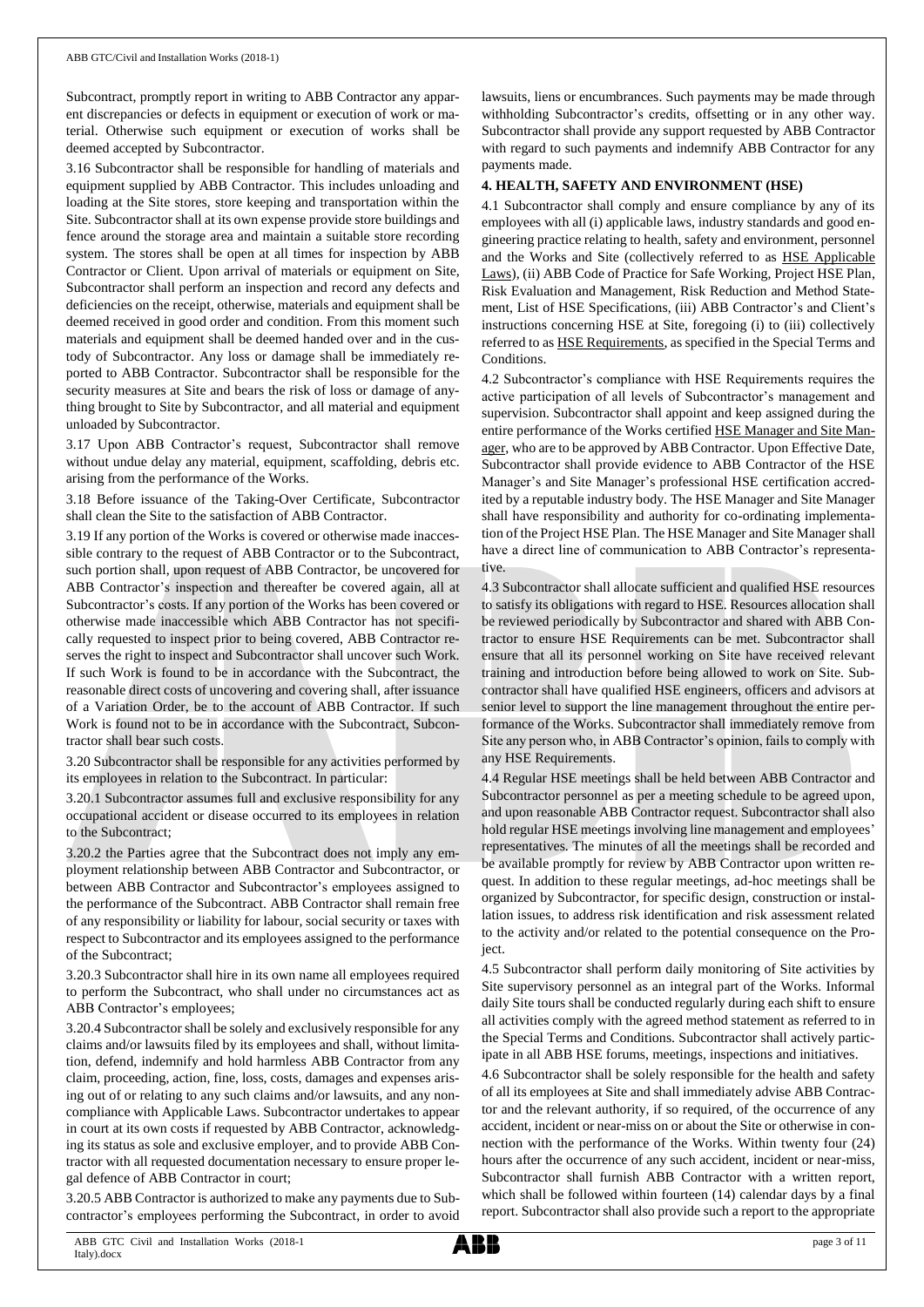Subcontract, promptly report in writing to ABB Contractor any apparent discrepancies or defects in equipment or execution of work or material. Otherwise such equipment or execution of works shall be deemed accepted by Subcontractor.

3.16 Subcontractor shall be responsible for handling of materials and equipment supplied by ABB Contractor. This includes unloading and loading at the Site stores, store keeping and transportation within the Site. Subcontractor shall at its own expense provide store buildings and fence around the storage area and maintain a suitable store recording system. The stores shall be open at all times for inspection by ABB Contractor or Client. Upon arrival of materials or equipment on Site, Subcontractor shall perform an inspection and record any defects and deficiencies on the receipt, otherwise, materials and equipment shall be deemed received in good order and condition. From this moment such materials and equipment shall be deemed handed over and in the custody of Subcontractor. Any loss or damage shall be immediately reported to ABB Contractor. Subcontractor shall be responsible for the security measures at Site and bears the risk of loss or damage of anything brought to Site by Subcontractor, and all material and equipment unloaded by Subcontractor.

3.17 Upon ABB Contractor's request, Subcontractor shall remove without undue delay any material, equipment, scaffolding, debris etc. arising from the performance of the Works.

3.18 Before issuance of the Taking-Over Certificate, Subcontractor shall clean the Site to the satisfaction of ABB Contractor.

3.19 If any portion of the Works is covered or otherwise made inaccessible contrary to the request of ABB Contractor or to the Subcontract, such portion shall, upon request of ABB Contractor, be uncovered for ABB Contractor's inspection and thereafter be covered again, all at Subcontractor's costs. If any portion of the Works has been covered or otherwise made inaccessible which ABB Contractor has not specifically requested to inspect prior to being covered, ABB Contractor reserves the right to inspect and Subcontractor shall uncover such Work. If such Work is found to be in accordance with the Subcontract, the reasonable direct costs of uncovering and covering shall, after issuance of a Variation Order, be to the account of ABB Contractor. If such Work is found not to be in accordance with the Subcontract, Subcontractor shall bear such costs.

3.20 Subcontractor shall be responsible for any activities performed by its employees in relation to the Subcontract. In particular:

3.20.1 Subcontractor assumes full and exclusive responsibility for any occupational accident or disease occurred to its employees in relation to the Subcontract;

3.20.2 the Parties agree that the Subcontract does not imply any employment relationship between ABB Contractor and Subcontractor, or between ABB Contractor and Subcontractor's employees assigned to the performance of the Subcontract. ABB Contractor shall remain free of any responsibility or liability for labour, social security or taxes with respect to Subcontractor and its employees assigned to the performance of the Subcontract;

3.20.3 Subcontractor shall hire in its own name all employees required to perform the Subcontract, who shall under no circumstances act as ABB Contractor's employees;

3.20.4 Subcontractor shall be solely and exclusively responsible for any claims and/or lawsuits filed by its employees and shall, without limitation, defend, indemnify and hold harmless ABB Contractor from any claim, proceeding, action, fine, loss, costs, damages and expenses arising out of or relating to any such claims and/or lawsuits, and any noncompliance with Applicable Laws. Subcontractor undertakes to appear in court at its own costs if requested by ABB Contractor, acknowledging its status as sole and exclusive employer, and to provide ABB Contractor with all requested documentation necessary to ensure proper legal defence of ABB Contractor in court;

3.20.5 ABB Contractor is authorized to make any payments due to Subcontractor's employees performing the Subcontract, in order to avoid lawsuits, liens or encumbrances. Such payments may be made through withholding Subcontractor's credits, offsetting or in any other way. Subcontractor shall provide any support requested by ABB Contractor with regard to such payments and indemnify ABB Contractor for any payments made.

## 4. HEALTH, SAFETY AND ENVIRONMENT (HSE)

4.1 Subcontractor shall comply and ensure compliance by any of its employees with all (i) applicable laws, industry standards and good engineering practice relating to health, safety and environment, personnel and the Works and Site (collectively referred to as HSE Applicable Laws), (ii) ABB Code of Practice for Safe Working, Project HSE Plan, Risk Evaluation and Management, Risk Reduction and Method Statement, List of HSE Specifications, (iii) ABB Contractor's and Client's instructions concerning HSE at Site, foregoing (i) to (iii) collectively referred to as HSE Requirements, as specified in the Special Terms and Conditions.

4.2 Subcontractor's compliance with HSE Requirements requires the active participation of all levels of Subcontractor's management and supervision. Subcontractor shall appoint and keep assigned during the entire performance of the Works certified HSE Manager and Site Manager, who are to be approved by ABB Contractor. Upon Effective Date, Subcontractor shall provide evidence to ABB Contractor of the HSE Manager's and Site Manager's professional HSE certification accredited by a reputable industry body. The HSE Manager and Site Manager shall have responsibility and authority for co-ordinating implementation of the Project HSE Plan. The HSE Manager and Site Manager shall have a direct line of communication to ABB Contractor's representative.

4.3 Subcontractor shall allocate sufficient and qualified HSE resources to satisfy its obligations with regard to HSE. Resources allocation shall be reviewed periodically by Subcontractor and shared with ABB Contractor to ensure HSE Requirements can be met. Subcontractor shall ensure that all its personnel working on Site have received relevant training and introduction before being allowed to work on Site. Subcontractor shall have qualified HSE engineers, officers and advisors at senior level to support the line management throughout the entire performance of the Works. Subcontractor shall immediately remove from Site any person who, in ABB Contractor's opinion, fails to comply with any HSE Requirements.

4.4 Regular HSE meetings shall be held between ABB Contractor and Subcontractor personnel as per a meeting schedule to be agreed upon, and upon reasonable ABB Contractor request. Subcontractor shall also hold regular HSE meetings involving line management and employees' representatives. The minutes of all the meetings shall be recorded and be available promptly for review by ABB Contractor upon written request. In addition to these regular meetings, ad-hoc meetings shall be organized by Subcontractor, for specific design, construction or installation issues, to address risk identification and risk assessment related to the activity and/or related to the potential consequence on the Project.

4.5 Subcontractor shall perform daily monitoring of Site activities by Site supervisory personnel as an integral part of the Works. Informal daily Site tours shall be conducted regularly during each shift to ensure all activities comply with the agreed method statement as referred to in the Special Terms and Conditions. Subcontractor shall actively participate in all ABB HSE forums, meetings, inspections and initiatives.

4.6 Subcontractor shall be solely responsible for the health and safety of all its employees at Site and shall immediately advise ABB Contractor and the relevant authority, if so required, of the occurrence of any accident, incident or near-miss on or about the Site or otherwise in connection with the performance of the Works. Within twenty four (24) hours after the occurrence of any such accident, incident or near-miss, Subcontractor shall furnish ABB Contractor with a written report, which shall be followed within fourteen (14) calendar days by a final report. Subcontractor shall also provide such a report to the appropriate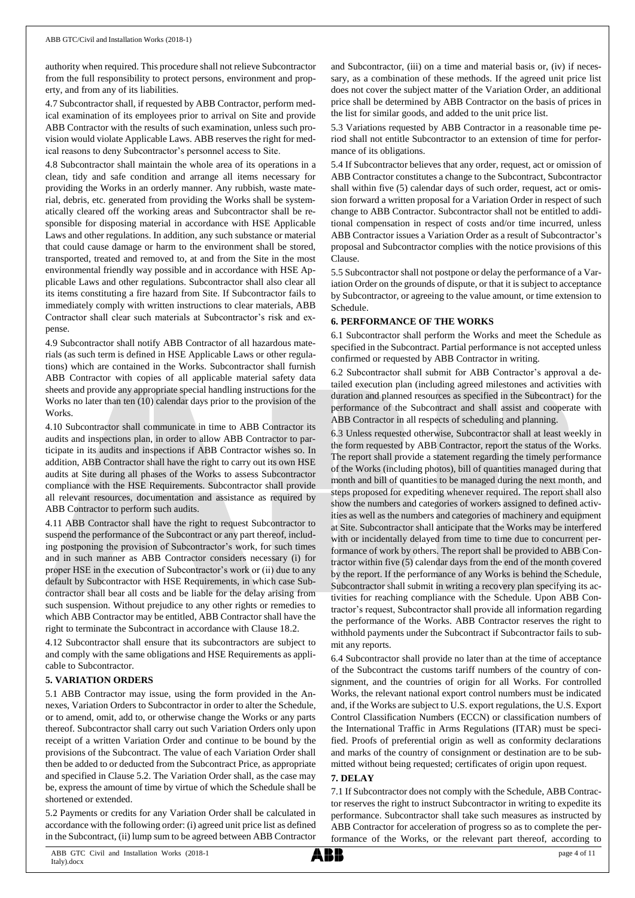authority when required. This procedure shall not relieve Subcontractor from the full responsibility to protect persons, environment and property, and from any of its liabilities.

4.7 Subcontractor shall, if requested by ABB Contractor, perform medical examination of its employees prior to arrival on Site and provide ABB Contractor with the results of such examination, unless such provision would violate Applicable Laws. ABB reserves the right for medical reasons to deny Subcontractor's personnel access to Site.

4.8 Subcontractor shall maintain the whole area of its operations in a clean, tidy and safe condition and arrange all items necessary for providing the Works in an orderly manner. Any rubbish, waste material, debris, etc. generated from providing the Works shall be systematically cleared off the working areas and Subcontractor shall be responsible for disposing material in accordance with HSE Applicable Laws and other regulations. In addition, any such substance or material that could cause damage or harm to the environment shall be stored, transported, treated and removed to, at and from the Site in the most environmental friendly way possible and in accordance with HSE Applicable Laws and other regulations. Subcontractor shall also clear all its items constituting a fire hazard from Site. If Subcontractor fails to immediately comply with written instructions to clear materials, ABB Contractor shall clear such materials at Subcontractor's risk and expense.

4.9 Subcontractor shall notify ABB Contractor of all hazardous materials (as such term is defined in HSE Applicable Laws or other regulations) which are contained in the Works. Subcontractor shall furnish ABB Contractor with copies of all applicable material safety data sheets and provide any appropriate special handling instructions for the Works no later than ten (10) calendar days prior to the provision of the Works.

4.10 Subcontractor shall communicate in time to ABB Contractor its audits and inspections plan, in order to allow ABB Contractor to participate in its audits and inspections if ABB Contractor wishes so. In addition, ABB Contractor shall have the right to carry out its own HSE audits at Site during all phases of the Works to assess Subcontractor compliance with the HSE Requirements. Subcontractor shall provide all relevant resources, documentation and assistance as required by ABB Contractor to perform such audits.

4.11 ABB Contractor shall have the right to request Subcontractor to suspend the performance of the Subcontract or any part thereof, including postponing the provision of Subcontractor's work, for such times and in such manner as ABB Contractor considers necessary (i) for proper HSE in the execution of Subcontractor's work or (ii) due to any default by Subcontractor with HSE Requirements, in which case Subcontractor shall bear all costs and be liable for the delay arising from such suspension. Without prejudice to any other rights or remedies to which ABB Contractor may be entitled, ABB Contractor shall have the right to terminate the Subcontract in accordance with Clause 18.2.

4.12 Subcontractor shall ensure that its subcontractors are subject to and comply with the same obligations and HSE Requirements as applicable to Subcontractor.

**5. VARIATION ORDERS**

5.1 ABB Contractor may issue, using the form provided in the Annexes, Variation Orders to Subcontractor in order to alter the Schedule, or to amend, omit, add to, or otherwise change the Works or any parts thereof. Subcontractor shall carry out such Variation Orders only upon receipt of a written Variation Order and continue to be bound by the provisions of the Subcontract. The value of each Variation Order shall then be added to or deducted from the Subcontract Price, as appropriate and specified in Clause 5.2. The Variation Order shall, as the case may be, express the amount of time by virtue of which the Schedule shall be shortened or extended.

5.2 Payments or credits for any Variation Order shall be calculated in accordance with the following order: (i) agreed unit price list as defined in the Subcontract, (ii) lump sum to be agreed between ABB Contractor and Subcontractor, (iii) on a time and material basis or, (iv) if necessary, as a combination of these methods. If the agreed unit price list does not cover the subject matter of the Variation Order, an additional price shall be determined by ABB Contractor on the basis of prices in the list for similar goods, and added to the unit price list.

5.3 Variations requested by ABB Contractor in a reasonable time period shall not entitle Subcontractor to an extension of time for performance of its obligations.

5.4 If Subcontractor believes that any order, request, act or omission of ABB Contractor constitutes a change to the Subcontract, Subcontractor shall within five (5) calendar days of such order, request, act or omission forward a written proposal for a Variation Order in respect of such change to ABB Contractor. Subcontractor shall not be entitled to additional compensation in respect of costs and/or time incurred, unless ABB Contractor issues a Variation Order as a result of Subcontractor's proposal and Subcontractor complies with the notice provisions of this Clause.

5.5 Subcontractor shall not postpone or delay the performance of a Variation Order on the grounds of dispute, or that it is subject to acceptance by Subcontractor, or agreeing to the value amount, or time extension to Schedule.

**6. PERFORMANCE OF THE WORKS**

6.1 Subcontractor shall perform the Works and meet the Schedule as specified in the Subcontract. Partial performance is not accepted unless confirmed or requested by ABB Contractor in writing.

6.2 Subcontractor shall submit for ABB Contractor's approval a detailed execution plan (including agreed milestones and activities with duration and planned resources as specified in the Subcontract) for the performance of the Subcontract and shall assist and cooperate with ABB Contractor in all respects of scheduling and planning.

6.3 Unless requested otherwise, Subcontractor shall at least weekly in the form requested by ABB Contractor, report the status of the Works. The report shall provide a statement regarding the timely performance of the Works (including photos), bill of quantities managed during that month and bill of quantities to be managed during the next month, and steps proposed for expediting whenever required. The report shall also show the numbers and categories of workers assigned to defined activities as well as the numbers and categories of machinery and equipment at Site. Subcontractor shall anticipate that the Works may be interfered with or incidentally delayed from time to time due to concurrent performance of work by others. The report shall be provided to ABB Contractor within five (5) calendar days from the end of the month covered by the report. If the performance of any Works is behind the Schedule, Subcontractor shall submit in writing a recovery plan specifying its activities for reaching compliance with the Schedule. Upon ABB Contractor's request, Subcontractor shall provide all information regarding the performance of the Works. ABB Contractor reserves the right to withhold payments under the Subcontract if Subcontractor fails to submit any reports.

6.4 Subcontractor shall provide no later than at the time of acceptance of the Subcontract the customs tariff numbers of the country of consignment, and the countries of origin for all Works. For controlled Works, the relevant national export control numbers must be indicated and, if the Works are subject to U.S. export regulations, the U.S. Export Control Classification Numbers (ECCN) or classification numbers of the International Traffic in Arms Regulations (ITAR) must be specified. Proofs of preferential origin as well as conformity declarations and marks of the country of consignment or destination are to be submitted without being requested; certificates of origin upon request.

**7. DELAY**

7.1 If Subcontractor does not comply with the Schedule, ABB Contractor reserves the right to instruct Subcontractor in writing to expedite its performance. Subcontractor shall take such measures as instructed by ABB Contractor for acceleration of progress so as to complete the performance of the Works, or the relevant part thereof, according to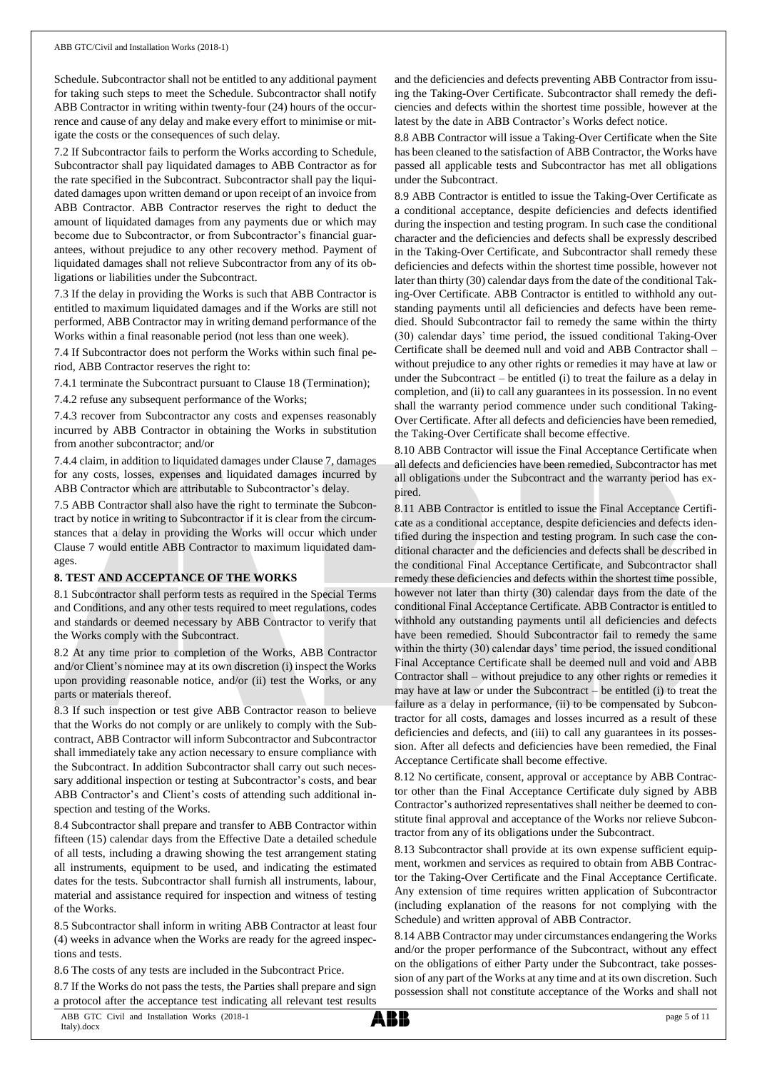Schedule. Subcontractor shall not be entitled to any additional payment for taking such steps to meet the Schedule. Subcontractor shall notify ABB Contractor in writing within twenty-four (24) hours of the occurrence and cause of any delay and make every effort to minimise or mitigate the costs or the consequences of such delay.

7.2 If Subcontractor fails to perform the Works according to Schedule, Subcontractor shall pay liquidated damages to ABB Contractor as for the rate specified in the Subcontract. Subcontractor shall pay the liquidated damages upon written demand or upon receipt of an invoice from ABB Contractor. ABB Contractor reserves the right to deduct the amount of liquidated damages from any payments due or which may become due to Subcontractor, or from Subcontractor's financial guarantees, without prejudice to any other recovery method. Payment of liquidated damages shall not relieve Subcontractor from any of its obligations or liabilities under the Subcontract.

7.3 If the delay in providing the Works is such that ABB Contractor is entitled to maximum liquidated damages and if the Works are still not performed, ABB Contractor may in writing demand performance of the Works within a final reasonable period (not less than one week).

7.4 If Subcontractor does not perform the Works within such final period, ABB Contractor reserves the right to:

7.4.1 terminate the Subcontract pursuant to Clause 18 (Termination);

7.4.2 refuse any subsequent performance of the Works;

7.4.3 recover from Subcontractor any costs and expenses reasonably incurred by ABB Contractor in obtaining the Works in substitution from another subcontractor; and/or

7.4.4 claim, in addition to liquidated damages under Clause 7, damages for any costs, losses, expenses and liquidated damages incurred by ABB Contractor which are attributable to Subcontractor's delay.

7.5 ABB Contractor shall also have the right to terminate the Subcontract by notice in writing to Subcontractor if it is clear from the circumstances that a delay in providing the Works will occur which under Clause 7 would entitle ABB Contractor to maximum liquidated damages.

**8. TEST AND ACCEPTANCE OF THE WORKS**

8.1 Subcontractor shall perform tests as required in the Special Terms and Conditions, and any other tests required to meet regulations, codes and standards or deemed necessary by ABB Contractor to verify that the Works comply with the Subcontract.

8.2 At any time prior to completion of the Works, ABB Contractor and/or Client's nominee may at its own discretion (i) inspect the Works upon providing reasonable notice, and/or (ii) test the Works, or any parts or materials thereof.

8.3 If such inspection or test give ABB Contractor reason to believe that the Works do not comply or are unlikely to comply with the Subcontract, ABB Contractor will inform Subcontractor and Subcontractor shall immediately take any action necessary to ensure compliance with the Subcontract. In addition Subcontractor shall carry out such necessary additional inspection or testing at Subcontractor's costs, and bear ABB Contractor's and Client's costs of attending such additional inspection and testing of the Works.

8.4 Subcontractor shall prepare and transfer to ABB Contractor within fifteen (15) calendar days from the Effective Date a detailed schedule of all tests, including a drawing showing the test arrangement stating all instruments, equipment to be used, and indicating the estimated dates for the tests. Subcontractor shall furnish all instruments, labour, material and assistance required for inspection and witness of testing of the Works.

8.5 Subcontractor shall inform in writing ABB Contractor at least four (4) weeks in advance when the Works are ready for the agreed inspections and tests.

8.6 The costs of any tests are included in the Subcontract Price.

8.7 If the Works do not pass the tests, the Parties shall prepare and sign a protocol after the acceptance test indicating all relevant test results and the deficiencies and defects preventing ABB Contractor from issuing the Taking-Over Certificate. Subcontractor shall remedy the deficiencies and defects within the shortest time possible, however at the latest by the date in ABB Contractor's Works defect notice.

8.8 ABB Contractor will issue a Taking-Over Certificate when the Site has been cleaned to the satisfaction of ABB Contractor, the Works have passed all applicable tests and Subcontractor has met all obligations under the Subcontract.

8.9 ABB Contractor is entitled to issue the Taking-Over Certificate as a conditional acceptance, despite deficiencies and defects identified during the inspection and testing program. In such case the conditional character and the deficiencies and defects shall be expressly described in the Taking-Over Certificate, and Subcontractor shall remedy these deficiencies and defects within the shortest time possible, however not later than thirty (30) calendar days from the date of the conditional Taking-Over Certificate. ABB Contractor is entitled to withhold any outstanding payments until all deficiencies and defects have been remedied. Should Subcontractor fail to remedy the same within the thirty (30) calendar days' time period, the issued conditional Taking-Over Certificate shall be deemed null and void and ABB Contractor shall – without prejudice to any other rights or remedies it may have at law or under the Subcontract – be entitled (i) to treat the failure as a delay in completion, and (ii) to call any guarantees in its possession. In no event shall the warranty period commence under such conditional Taking-Over Certificate. After all defects and deficiencies have been remedied, the Taking-Over Certificate shall become effective.

8.10 ABB Contractor will issue the Final Acceptance Certificate when all defects and deficiencies have been remedied, Subcontractor has met all obligations under the Subcontract and the warranty period has expired.

8.11 ABB Contractor is entitled to issue the Final Acceptance Certificate as a conditional acceptance, despite deficiencies and defects identified during the inspection and testing program. In such case the conditional character and the deficiencies and defects shall be described in the conditional Final Acceptance Certificate, and Subcontractor shall remedy these deficiencies and defects within the shortest time possible, however not later than thirty (30) calendar days from the date of the conditional Final Acceptance Certificate. ABB Contractor is entitled to withhold any outstanding payments until all deficiencies and defects have been remedied. Should Subcontractor fail to remedy the same within the thirty (30) calendar days' time period, the issued conditional Final Acceptance Certificate shall be deemed null and void and ABB Contractor shall – without prejudice to any other rights or remedies it may have at law or under the Subcontract – be entitled (i) to treat the failure as a delay in performance, (ii) to be compensated by Subcontractor for all costs, damages and losses incurred as a result of these deficiencies and defects, and (iii) to call any guarantees in its possession. After all defects and deficiencies have been remedied, the Final Acceptance Certificate shall become effective.

8.12 No certificate, consent, approval or acceptance by ABB Contractor other than the Final Acceptance Certificate duly signed by ABB Contractor's authorized representatives shall neither be deemed to constitute final approval and acceptance of the Works nor relieve Subcontractor from any of its obligations under the Subcontract.

8.13 Subcontractor shall provide at its own expense sufficient equipment, workmen and services as required to obtain from ABB Contractor the Taking-Over Certificate and the Final Acceptance Certificate. Any extension of time requires written application of Subcontractor (including explanation of the reasons for not complying with the Schedule) and written approval of ABB Contractor.

8.14 ABB Contractor may under circumstances endangering the Works and/or the proper performance of the Subcontract, without any effect on the obligations of either Party under the Subcontract, take possession of any part of the Works at any time and at its own discretion. Such possession shall not constitute acceptance of the Works and shall not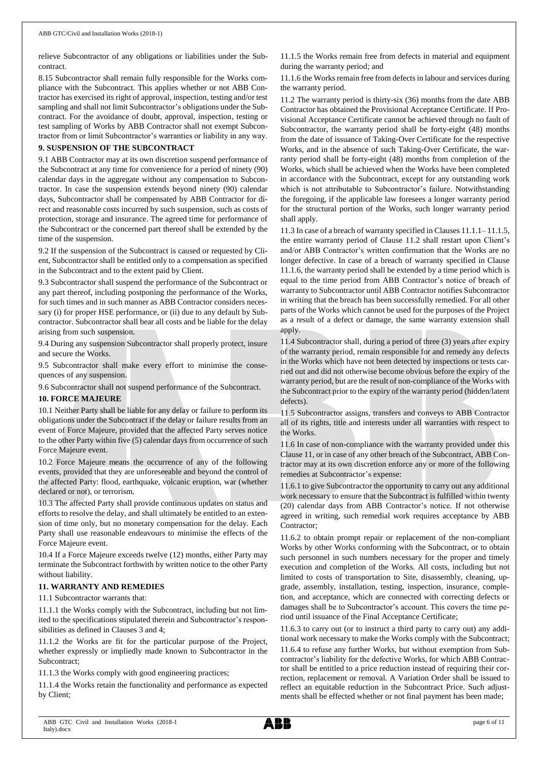relieve Subcontractor of any obligations or liabilities under the Subcontract.

8.15 Subcontractor shall remain fully responsible for the Works compliance with the Subcontract. This applies whether or not ABB Contractor has exercised its right of approval, inspection, testing and/or test sampling and shall not limit Subcontractor's obligations under the Subcontract. For the avoidance of doubt, approval, inspection, testing or test sampling of Works by ABB Contractor shall not exempt Subcontractor from or limit Subcontractor's warranties or liability in any way.

## 9. SUSPENSION OF THE SUBCONTRACT

9.1 ABB Contractor may at its own discretion suspend performance of the Subcontract at any time for convenience for a period of ninety (90) calendar days in the aggregate without any compensation to Subcontractor. In case the suspension extends beyond ninety (90) calendar days, Subcontractor shall be compensated by ABB Contractor for direct and reasonable costs incurred by such suspension, such as costs of protection, storage and insurance. The agreed time for performance of the Subcontract or the concerned part thereof shall be extended by the time of the suspension.

9.2 If the suspension of the Subcontract is caused or requested by Client, Subcontractor shall be entitled only to a compensation as specified in the Subcontract and to the extent paid by Client.

9.3 Subcontractor shall suspend the performance of the Subcontract or any part thereof, including postponing the performance of the Works, for such times and in such manner as ABB Contractor considers necessary (i) for proper HSE performance, or (ii) due to any default by Subcontractor. Subcontractor shall bear all costs and be liable for the delay arising from such suspension.

9.4 During any suspension Subcontractor shall properly protect, insure and secure the Works.

9.5 Subcontractor shall make every effort to minimise the consequences of any suspension.

9.6 Subcontractor shall not suspend performance of the Subcontract.

## 10. FORCE MAJEURE

10.1 Neither Party shall be liable for any delay or failure to perform its obligations under the Subcontract if the delay or failure results from an event of Force Majeure, provided that the affected Party serves notice to the other Party within five (5) calendar days from occurrence of such Force Majeure event.

10.2 Force Majeure means the occurrence of any of the following events, provided that they are unforeseeable and beyond the control of the affected Party: flood, earthquake, volcanic eruption, war (whether declared or not), or terrorism.

10.3 The affected Party shall provide continuous updates on status and efforts to resolve the delay, and shall ultimately be entitled to an extension of time only, but no monetary compensation for the delay. Each Party shall use reasonable endeavours to minimise the effects of the Force Majeure event.

10.4 If a Force Majeure exceeds twelve (12) months, either Party may terminate the Subcontract forthwith by written notice to the other Party without liability.

## 11. WARRANTY AND REMEDIES

11.1 Subcontractor warrants that:

11.1.1 the Works comply with the Subcontract, including but not limited to the specifications stipulated therein and Subcontractor's responsibilities as defined in Clauses 3 and 4;

11.1.2 the Works are fit for the particular purpose of the Project, whether expressly or impliedly made known to Subcontractor in the Subcontract;

11.1.3 the Works comply with good engineering practices;

11.1.4 the Works retain the functionality and performance as expected by Client;

11.1.5 the Works remain free from defects in material and equipment during the warranty period; and

11.1.6 the Works remain free from defects in labour and services during the warranty period.

11.2 The warranty period is thirty-six (36) months from the date ABB Contractor has obtained the Provisional Acceptance Certificate. If Provisional Acceptance Certificate cannot be achieved through no fault of Subcontractor, the warranty period shall be forty-eight (48) months from the date of issuance of Taking-Over Certificate for the respective Works, and in the absence of such Taking-Over Certificate, the warranty period shall be forty-eight (48) months from completion of the Works, which shall be achieved when the Works have been completed in accordance with the Subcontract, except for any outstanding work which is not attributable to Subcontractor's failure. Notwithstanding the foregoing, if the applicable law foresees a longer warranty period for the structural portion of the Works, such longer warranty period shall apply.

11.3 In case of a breach of warranty specified in Clauses 11.1.1– 11.1.5, the entire warranty period of Clause 11.2 shall restart upon Client's and/or ABB Contractor's written confirmation that the Works are no longer defective. In case of a breach of warranty specified in Clause 11.1.6, the warranty period shall be extended by a time period which is equal to the time period from ABB Contractor's notice of breach of warranty to Subcontractor until ABB Contractor notifies Subcontractor in writing that the breach has been successfully remedied. For all other parts of the Works which cannot be used for the purposes of the Project as a result of a defect or damage, the same warranty extension shall apply.

11.4 Subcontractor shall, during a period of three (3) years after expiry of the warranty period, remain responsible for and remedy any defects in the Works which have not been detected by inspections or tests carried out and did not otherwise become obvious before the expiry of the warranty period, but are the result of non-compliance of the Works with the Subcontract prior to the expiry of the warranty period (hidden/latent defects).

11.5 Subcontractor assigns, transfers and conveys to ABB Contractor all of its rights, title and interests under all warranties with respect to the Works.

11.6 In case of non-compliance with the warranty provided under this Clause 11, or in case of any other breach of the Subcontract, ABB Contractor may at its own discretion enforce any or more of the following remedies at Subcontractor's expense:

11.6.1 to give Subcontractor the opportunity to carry out any additional work necessary to ensure that the Subcontract is fulfilled within twenty (20) calendar days from ABB Contractor's notice. If not otherwise agreed in writing, such remedial work requires acceptance by ABB Contractor;

11.6.2 to obtain prompt repair or replacement of the non-compliant Works by other Works conforming with the Subcontract, or to obtain such personnel in such numbers necessary for the proper and timely execution and completion of the Works. All costs, including but not limited to costs of transportation to Site, disassembly, cleaning, upgrade, assembly, installation, testing, inspection, insurance, completion, and acceptance, which are connected with correcting defects or damages shall be to Subcontractor's account. This covers the time period until issuance of the Final Acceptance Certificate;

11.6.3 to carry out (or to instruct a third party to carry out) any additional work necessary to make the Works comply with the Subcontract;

11.6.4 to refuse any further Works, but without exemption from Subcontractor's liability for the defective Works, for which ABB Contractor shall be entitled to a price reduction instead of requiring their correction, replacement or removal. A Variation Order shall be issued to reflect an equitable reduction in the Subcontract Price. Such adjustments shall be effected whether or not final payment has been made;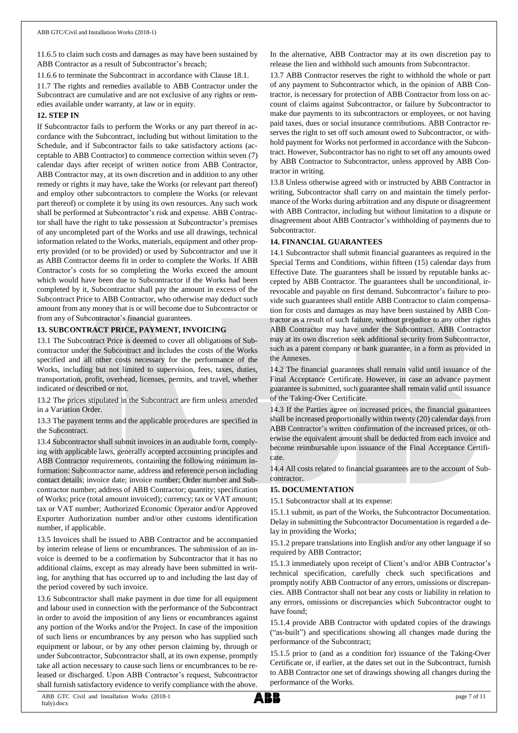11.6.5 to claim such costs and damages as may have been sustained by ABB Contractor as a result of Subcontractor's breach;

11.6.6 to terminate the Subcontract in accordance with Clause 18.1.

11.7 The rights and remedies available to ABB Contractor under the Subcontract are cumulative and are not exclusive of any rights or remedies available under warranty, at law or in equity.

## 12. STEP IN

If Subcontractor fails to perform the Works or any part thereof in accordance with the Subcontract, including but without limitation to the Schedule, and if Subcontractor fails to take satisfactory actions (acceptable to ABB Contractor) to commence correction within seven (7) calendar days after receipt of written notice from ABB Contractor, ABB Contractor may, at its own discretion and in addition to any other remedy or rights it may have, take the Works (or relevant part thereof) and employ other subcontractors to complete the Works (or relevant part thereof) or complete it by using its own resources. Any such work shall be performed at Subcontractor's risk and expense. ABB Contractor shall have the right to take possession at Subcontractor's premises of any uncompleted part of the Works and use all drawings, technical information related to the Works, materials, equipment and other property provided (or to be provided) or used by Subcontractor and use it as ABB Contractor deems fit in order to complete the Works. If ABB Contractor's costs for so completing the Works exceed the amount which would have been due to Subcontractor if the Works had been completed by it, Subcontractor shall pay the amount in excess of the Subcontract Price to ABB Contractor, who otherwise may deduct such amount from any money that is or will become due to Subcontractor or from any of Subcontractor's financial guarantees.

## 13. SUBCONTRACT PRICE, PAYMENT, INVOICING

13.1 The Subcontract Price is deemed to cover all obligations of Subcontractor under the Subcontract and includes the costs of the Works specified and all other costs necessary for the performance of the Works, including but not limited to supervision, fees, taxes, duties, transportation, profit, overhead, licenses, permits, and travel, whether indicated or described or not.

13.2 The prices stipulated in the Subcontract are firm unless amended in a Variation Order.

13.3 The payment terms and the applicable procedures are specified in the Subcontract.

13.4 Subcontractor shall submit invoices in an auditable form, complying with applicable laws, generally accepted accounting principles and ABB Contractor requirements, containing the following minimum information: Subcontractor name, address and reference person including contact details; invoice date; invoice number; Order number and Subcontractor number; address of ABB Contractor; quantity; specification of Works; price (total amount invoiced); currency; tax or VAT amount; tax or VAT number; Authorized Economic Operator and/or Approved Exporter Authorization number and/or other customs identification number, if applicable.

13.5 Invoices shall be issued to ABB Contractor and be accompanied by interim release of liens or encumbrances. The submission of an invoice is deemed to be a confirmation by Subcontractor that it has no additional claims, except as may already have been submitted in writing, for anything that has occurred up to and including the last day of the period covered by such invoice.

13.6 Subcontractor shall make payment in due time for all equipment and labour used in connection with the performance of the Subcontract in order to avoid the imposition of any liens or encumbrances against any portion of the Works and/or the Project. In case of the imposition of such liens or encumbrances by any person who has supplied such equipment or labour, or by any other person claiming by, through or under Subcontractor, Subcontractor shall, at its own expense, promptly take all action necessary to cause such liens or encumbrances to be released or discharged. Upon ABB Contractor's request, Subcontractor shall furnish satisfactory evidence to verify compliance with the above. In the alternative, ABB Contractor may at its own discretion pay to release the lien and withhold such amounts from Subcontractor.

13.7 ABB Contractor reserves the right to withhold the whole or part of any payment to Subcontractor which, in the opinion of ABB Contractor, is necessary for protection of ABB Contractor from loss on account of claims against Subcontractor, or failure by Subcontractor to make due payments to its subcontractors or employees, or not having paid taxes, dues or social insurance contributions. ABB Contractor reserves the right to set off such amount owed to Subcontractor, or withhold payment for Works not performed in accordance with the Subcontract. However, Subcontractor has no right to set off any amounts owed by ABB Contractor to Subcontractor, unless approved by ABB Contractor in writing.

13.8 Unless otherwise agreed with or instructed by ABB Contractor in writing, Subcontractor shall carry on and maintain the timely performance of the Works during arbitration and any dispute or disagreement with ABB Contractor, including but without limitation to a dispute or disagreement about ABB Contractor's withholding of payments due to Subcontractor.

## 14. FINANCIAL GUARANTEES

14.1 Subcontractor shall submit financial guarantees as required in the Special Terms and Conditions, within fifteen (15) calendar days from Effective Date. The guarantees shall be issued by reputable banks accepted by ABB Contractor. The guarantees shall be unconditional, irrevocable and payable on first demand. Subcontractor's failure to provide such guarantees shall entitle ABB Contractor to claim compensation for costs and damages as may have been sustained by ABB Contractor as a result of such failure, without prejudice to any other rights ABB Contractor may have under the Subcontract. ABB Contractor may at its own discretion seek additional security from Subcontractor, such as a parent company or bank guarantee, in a form as provided in the Annexes.

14.2 The financial guarantees shall remain valid until issuance of the Final Acceptance Certificate. However, in case an advance payment guarantee is submitted, such guarantee shall remain valid until issuance of the Taking-Over Certificate.

14.3 If the Parties agree on increased prices, the financial guarantees shall be increased proportionally within twenty (20) calendar days from ABB Contractor's written confirmation of the increased prices, or otherwise the equivalent amount shall be deducted from each invoice and become reimbursable upon issuance of the Final Acceptance Certificate.

14.4 All costs related to financial guarantees are to the account of Subcontractor.

## 15. DOCUMENTATION

15.1 Subcontractor shall at its expense:

15.1.1 submit, as part of the Works, the Subcontractor Documentation. Delay in submitting the Subcontractor Documentation is regarded a delay in providing the Works;

15.1.2 prepare translations into English and/or any other language if so required by ABB Contractor;

15.1.3 immediately upon receipt of Client's and/or ABB Contractor's technical specification, carefully check such specifications and promptly notify ABB Contractor of any errors, omissions or discrepancies. ABB Contractor shall not bear any costs or liability in relation to any errors, omissions or discrepancies which Subcontractor ought to have found;

15.1.4 provide ABB Contractor with updated copies of the drawings ("as-built") and specifications showing all changes made during the performance of the Subcontract;

15.1.5 prior to (and as a condition for) issuance of the Taking-Over Certificate or, if earlier, at the dates set out in the Subcontract, furnish to ABB Contractor one set of drawings showing all changes during the performance of the Works.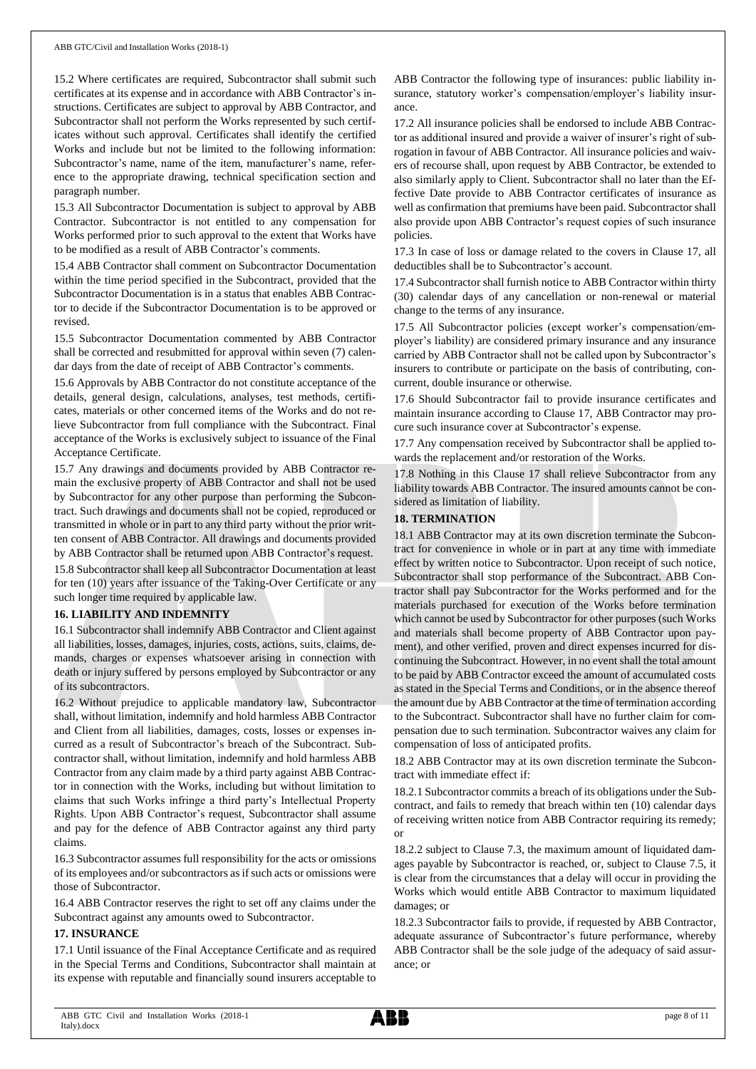15.2 Where certificates are required, Subcontractor shall submit such certificates at its expense and in accordance with ABB Contractor's instructions. Certificates are subject to approval by ABB Contractor, and Subcontractor shall not perform the Works represented by such certificates without such approval. Certificates shall identify the certified Works and include but not be limited to the following information: Subcontractor's name, name of the item, manufacturer's name, reference to the appropriate drawing, technical specification section and paragraph number.

15.3 All Subcontractor Documentation is subject to approval by ABB Contractor. Subcontractor is not entitled to any compensation for Works performed prior to such approval to the extent that Works have to be modified as a result of ABB Contractor's comments.

15.4 ABB Contractor shall comment on Subcontractor Documentation within the time period specified in the Subcontract, provided that the Subcontractor Documentation is in a status that enables ABB Contractor to decide if the Subcontractor Documentation is to be approved or revised.

15.5 Subcontractor Documentation commented by ABB Contractor shall be corrected and resubmitted for approval within seven (7) calendar days from the date of receipt of ABB Contractor's comments.

15.6 Approvals by ABB Contractor do not constitute acceptance of the details, general design, calculations, analyses, test methods, certificates, materials or other concerned items of the Works and do not relieve Subcontractor from full compliance with the Subcontract. Final acceptance of the Works is exclusively subject to issuance of the Final Acceptance Certificate.

15.7 Any drawings and documents provided by ABB Contractor remain the exclusive property of ABB Contractor and shall not be used by Subcontractor for any other purpose than performing the Subcontract. Such drawings and documents shall not be copied, reproduced or transmitted in whole or in part to any third party without the prior written consent of ABB Contractor. All drawings and documents provided by ABB Contractor shall be returned upon ABB Contractor's request.

15.8 Subcontractor shall keep all Subcontractor Documentation at least for ten (10) years after issuance of the Taking-Over Certificate or any such longer time required by applicable law.

## 16. LIABILITY AND INDEMNITY

16.1 Subcontractor shall indemnify ABB Contractor and Client against all liabilities, losses, damages, injuries, costs, actions, suits, claims, demands, charges or expenses whatsoever arising in connection with death or injury suffered by persons employed by Subcontractor or any of its subcontractors.

16.2 Without prejudice to applicable mandatory law, Subcontractor shall, without limitation, indemnify and hold harmless ABB Contractor and Client from all liabilities, damages, costs, losses or expenses incurred as a result of Subcontractor's breach of the Subcontract. Subcontractor shall, without limitation, indemnify and hold harmless ABB Contractor from any claim made by a third party against ABB Contractor in connection with the Works, including but without limitation to claims that such Works infringe a third party's Intellectual Property Rights. Upon ABB Contractor's request, Subcontractor shall assume and pay for the defence of ABB Contractor against any third party claims.

16.3 Subcontractor assumes full responsibility for the acts or omissions of its employees and/or subcontractors as if such acts or omissions were those of Subcontractor.

16.4 ABB Contractor reserves the right to set off any claims under the Subcontract against any amounts owed to Subcontractor.

## 17. INSURANCE

17.1 Until issuance of the Final Acceptance Certificate and as required in the Special Terms and Conditions, Subcontractor shall maintain at its expense with reputable and financially sound insurers acceptable to ABB Contractor the following type of insurances: public liability insurance, statutory worker's compensation/employer's liability insurance.

17.2 All insurance policies shall be endorsed to include ABB Contractor as additional insured and provide a waiver of insurer's right of subrogation in favour of ABB Contractor. All insurance policies and waivers of recourse shall, upon request by ABB Contractor, be extended to also similarly apply to Client. Subcontractor shall no later than the Effective Date provide to ABB Contractor certificates of insurance as well as confirmation that premiums have been paid. Subcontractor shall also provide upon ABB Contractor's request copies of such insurance policies.

17.3 In case of loss or damage related to the covers in Clause 17, all deductibles shall be to Subcontractor's account.

17.4 Subcontractor shall furnish notice to ABB Contractor within thirty (30) calendar days of any cancellation or non-renewal or material change to the terms of any insurance.

17.5 All Subcontractor policies (except worker's compensation/employer's liability) are considered primary insurance and any insurance carried by ABB Contractor shall not be called upon by Subcontractor's insurers to contribute or participate on the basis of contributing, concurrent, double insurance or otherwise.

17.6 Should Subcontractor fail to provide insurance certificates and maintain insurance according to Clause 17, ABB Contractor may procure such insurance cover at Subcontractor's expense.

17.7 Any compensation received by Subcontractor shall be applied towards the replacement and/or restoration of the Works.

17.8 Nothing in this Clause 17 shall relieve Subcontractor from any liability towards ABB Contractor. The insured amounts cannot be considered as limitation of liability.

## 18. TERMINATION

18.1 ABB Contractor may at its own discretion terminate the Subcontract for convenience in whole or in part at any time with immediate effect by written notice to Subcontractor. Upon receipt of such notice, Subcontractor shall stop performance of the Subcontract. ABB Contractor shall pay Subcontractor for the Works performed and for the materials purchased for execution of the Works before termination which cannot be used by Subcontractor for other purposes (such Works and materials shall become property of ABB Contractor upon payment), and other verified, proven and direct expenses incurred for discontinuing the Subcontract. However, in no event shall the total amount to be paid by ABB Contractor exceed the amount of accumulated costs as stated in the Special Terms and Conditions, or in the absence thereof the amount due by ABB Contractor at the time of termination according to the Subcontract. Subcontractor shall have no further claim for compensation due to such termination. Subcontractor waives any claim for compensation of loss of anticipated profits.

18.2 ABB Contractor may at its own discretion terminate the Subcontract with immediate effect if:

18.2.1 Subcontractor commits a breach of its obligations under the Subcontract, and fails to remedy that breach within ten (10) calendar days of receiving written notice from ABB Contractor requiring its remedy; or

18.2.2 subject to Clause 7.3, the maximum amount of liquidated damages payable by Subcontractor is reached, or, subject to Clause 7.5, it is clear from the circumstances that a delay will occur in providing the Works which would entitle ABB Contractor to maximum liquidated damages; or

18.2.3 Subcontractor fails to provide, if requested by ABB Contractor, adequate assurance of Subcontractor's future performance, whereby ABB Contractor shall be the sole judge of the adequacy of said assurance; or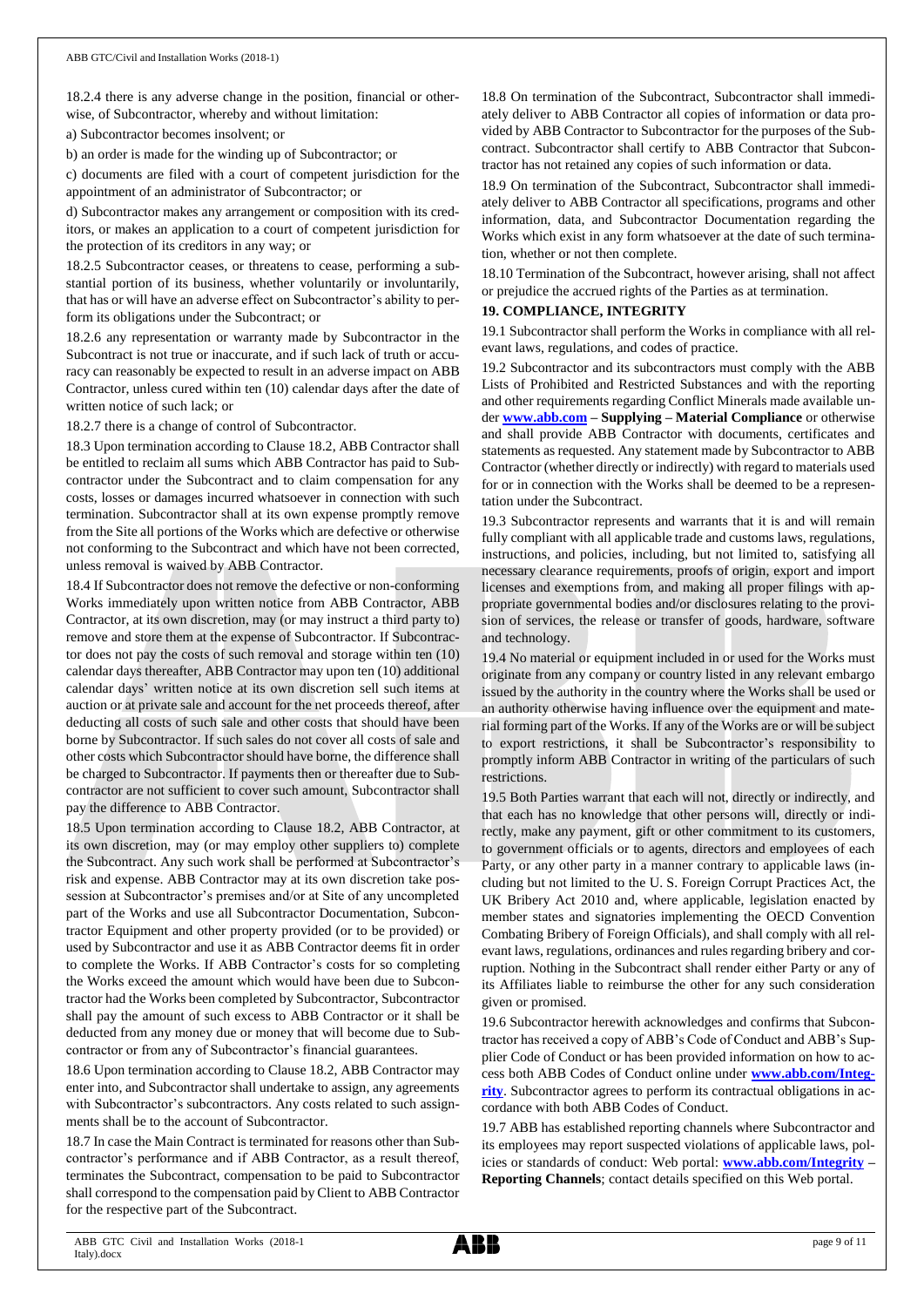18.2.4 there is any adverse change in the position, financial or otherwise, of Subcontractor, whereby and without limitation:

a) Subcontractor becomes insolvent; or

b) an order is made for the winding up of Subcontractor; or

c) documents are filed with a court of competent jurisdiction for the appointment of an administrator of Subcontractor; or

d) Subcontractor makes any arrangement or composition with its creditors, or makes an application to a court of competent jurisdiction for the protection of its creditors in any way; or

18.2.5 Subcontractor ceases, or threatens to cease, performing a substantial portion of its business, whether voluntarily or involuntarily, that has or will have an adverse effect on Subcontractor's ability to perform its obligations under the Subcontract; or

18.2.6 any representation or warranty made by Subcontractor in the Subcontract is not true or inaccurate, and if such lack of truth or accuracy can reasonably be expected to result in an adverse impact on ABB Contractor, unless cured within ten (10) calendar days after the date of written notice of such lack; or

18.2.7 there is a change of control of Subcontractor.

18.3 Upon termination according to Clause 18.2, ABB Contractor shall be entitled to reclaim all sums which ABB Contractor has paid to Subcontractor under the Subcontract and to claim compensation for any costs, losses or damages incurred whatsoever in connection with such termination. Subcontractor shall at its own expense promptly remove from the Site all portions of the Works which are defective or otherwise not conforming to the Subcontract and which have not been corrected, unless removal is waived by ABB Contractor.

18.4 If Subcontractor does not remove the defective or non-conforming Works immediately upon written notice from ABB Contractor, ABB Contractor, at its own discretion, may (or may instruct a third party to) remove and store them at the expense of Subcontractor. If Subcontractor does not pay the costs of such removal and storage within ten (10) calendar days thereafter, ABB Contractor may upon ten (10) additional calendar days' written notice at its own discretion sell such items at auction or at private sale and account for the net proceeds thereof, after deducting all costs of such sale and other costs that should have been borne by Subcontractor. If such sales do not cover all costs of sale and other costs which Subcontractor should have borne, the difference shall be charged to Subcontractor. If payments then or thereafter due to Subcontractor are not sufficient to cover such amount, Subcontractor shall pay the difference to ABB Contractor.

18.5 Upon termination according to Clause 18.2, ABB Contractor, at its own discretion, may (or may employ other suppliers to) complete the Subcontract. Any such work shall be performed at Subcontractor's risk and expense. ABB Contractor may at its own discretion take possession at Subcontractor's premises and/or at Site of any uncompleted part of the Works and use all Subcontractor Documentation, Subcontractor Equipment and other property provided (or to be provided) or used by Subcontractor and use it as ABB Contractor deems fit in order to complete the Works. If ABB Contractor's costs for so completing the Works exceed the amount which would have been due to Subcontractor had the Works been completed by Subcontractor, Subcontractor shall pay the amount of such excess to ABB Contractor or it shall be deducted from any money due or money that will become due to Subcontractor or from any of Subcontractor's financial guarantees.

18.6 Upon termination according to Clause 18.2, ABB Contractor may enter into, and Subcontractor shall undertake to assign, any agreements with Subcontractor's subcontractors. Any costs related to such assignments shall be to the account of Subcontractor.

18.7 In case the Main Contract is terminated for reasons other than Subcontractor's performance and if ABB Contractor, as a result thereof, terminates the Subcontract, compensation to be paid to Subcontractor shall correspond to the compensation paid by Client to ABB Contractor for the respective part of the Subcontract.

18.8 On termination of the Subcontract, Subcontractor shall immediately deliver to ABB Contractor all copies of information or data provided by ABB Contractor to Subcontractor for the purposes of the Subcontract. Subcontractor shall certify to ABB Contractor that Subcontractor has not retained any copies of such information or data.

18.9 On termination of the Subcontract, Subcontractor shall immediately deliver to ABB Contractor all specifications, programs and other information, data, and Subcontractor Documentation regarding the Works which exist in any form whatsoever at the date of such termination, whether or not then complete.

18.10 Termination of the Subcontract, however arising, shall not affect or prejudice the accrued rights of the Parties as at termination.

## 19. COMPLIANCE, INTEGRITY

19.1 Subcontractor shall perform the Works in compliance with all relevant laws, regulations, and codes of practice.

19.2 Subcontractor and its subcontractors must comply with the ABB Lists of Prohibited and Restricted Substances and with the reporting and other requirements regarding Conflict Minerals made available under **www.abb.com – Supplying – Material Compliance** or otherwise and shall provide ABB Contractor with documents, certificates and statements as requested. Any statement made by Subcontractor to ABB Contractor (whether directly or indirectly) with regard to materials used for or in connection with the Works shall be deemed to be a representation under the Subcontract.

19.3 Subcontractor represents and warrants that it is and will remain fully compliant with all applicable trade and customs laws, regulations, instructions, and policies, including, but not limited to, satisfying all necessary clearance requirements, proofs of origin, export and import licenses and exemptions from, and making all proper filings with appropriate governmental bodies and/or disclosures relating to the provision of services, the release or transfer of goods, hardware, software and technology.

19.4 No material or equipment included in or used for the Works must originate from any company or country listed in any relevant embargo issued by the authority in the country where the Works shall be used or an authority otherwise having influence over the equipment and material forming part of the Works. If any of the Works are or will be subject to export restrictions, it shall be Subcontractor's responsibility to promptly inform ABB Contractor in writing of the particulars of such restrictions.

19.5 Both Parties warrant that each will not, directly or indirectly, and that each has no knowledge that other persons will, directly or indirectly, make any payment, gift or other commitment to its customers, to government officials or to agents, directors and employees of each Party, or any other party in a manner contrary to applicable laws (including but not limited to the U. S. Foreign Corrupt Practices Act, the UK Bribery Act 2010 and, where applicable, legislation enacted by member states and signatories implementing the OECD Convention Combating Bribery of Foreign Officials), and shall comply with all relevant laws, regulations, ordinances and rules regarding bribery and corruption. Nothing in the Subcontract shall render either Party or any of its Affiliates liable to reimburse the other for any such consideration given or promised.

19.6 Subcontractor herewith acknowledges and confirms that Subcontractor has received a copy of ABB's Code of Conduct and ABB's Supplier Code of Conduct or has been provided information on how to access both ABB Codes of Conduct online under **www.abb.com/Integrity**. Subcontractor agrees to perform its contractual obligations in accordance with both ABB Codes of Conduct.

19.7 ABB has established reporting channels where Subcontractor and its employees may report suspected violations of applicable laws, policies or standards of conduct: Web portal: **www.abb.com/Integrity – Reporting Channels**; contact details specified on this Web portal.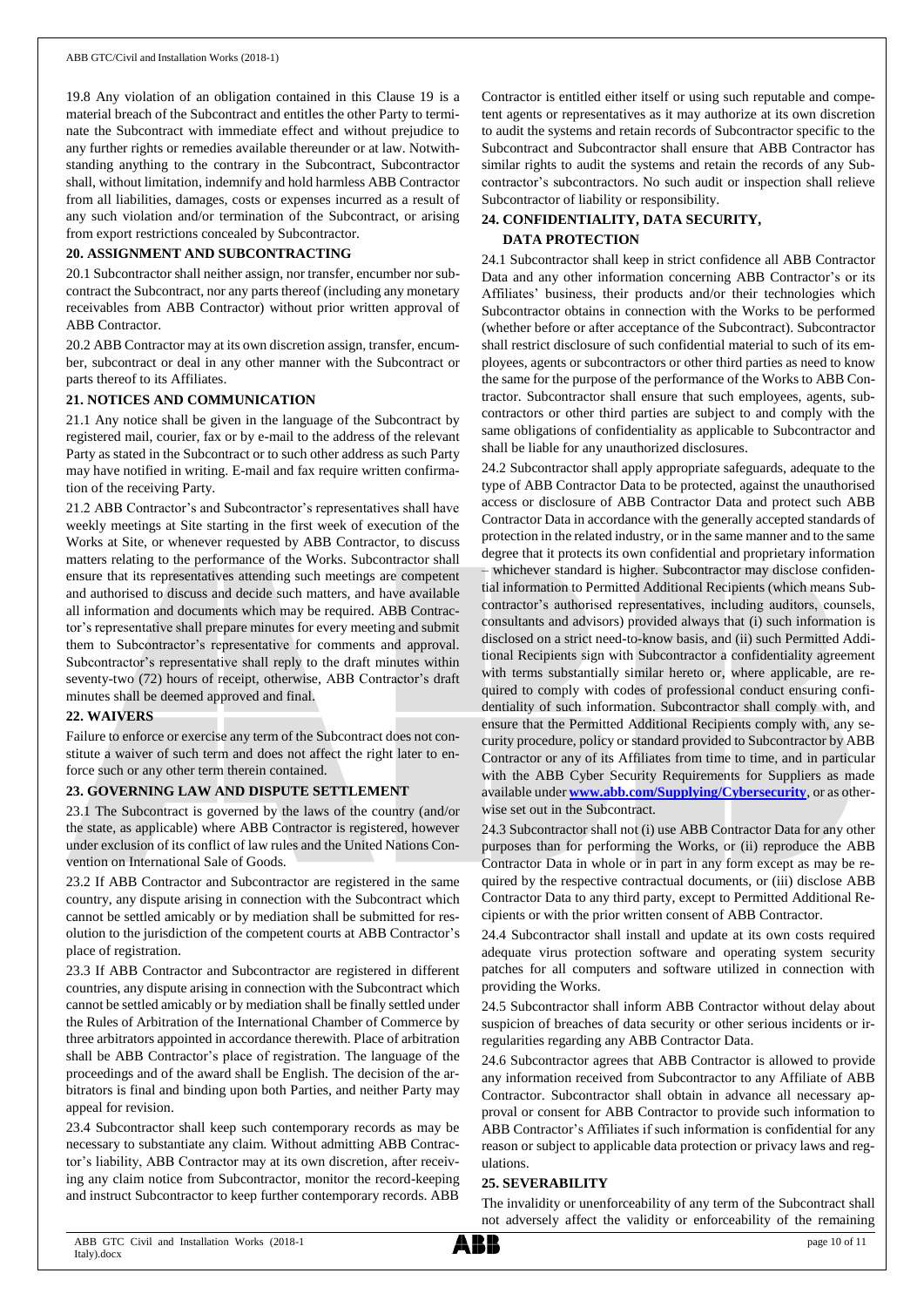19.8 Any violation of an obligation contained in this Clause 19 is a material breach of the Subcontract and entitles the other Party to terminate the Subcontract with immediate effect and without prejudice to any further rights or remedies available thereunder or at law. Notwithstanding anything to the contrary in the Subcontract, Subcontractor shall, without limitation, indemnify and hold harmless ABB Contractor from all liabilities, damages, costs or expenses incurred as a result of any such violation and/or termination of the Subcontract, or arising from export restrictions concealed by Subcontractor.

## 20. ASSIGNMENT AND SUBCONTRACTING

20.1 Subcontractor shall neither assign, nor transfer, encumber nor subcontract the Subcontract, nor any parts thereof (including any monetary receivables from ABB Contractor) without prior written approval of ABB Contractor.

20.2 ABB Contractor may at its own discretion assign, transfer, encumber, subcontract or deal in any other manner with the Subcontract or parts thereof to its Affiliates.

## 21. NOTICES AND COMMUNICATION

21.1 Any notice shall be given in the language of the Subcontract by registered mail, courier, fax or by e-mail to the address of the relevant Party as stated in the Subcontract or to such other address as such Party may have notified in writing. E-mail and fax require written confirmation of the receiving Party.

21.2 ABB Contractor's and Subcontractor's representatives shall have weekly meetings at Site starting in the first week of execution of the Works at Site, or whenever requested by ABB Contractor, to discuss matters relating to the performance of the Works. Subcontractor shall ensure that its representatives attending such meetings are competent and authorised to discuss and decide such matters, and have available all information and documents which may be required. ABB Contractor's representative shall prepare minutes for every meeting and submit them to Subcontractor's representative for comments and approval. Subcontractor's representative shall reply to the draft minutes within seventy-two (72) hours of receipt, otherwise, ABB Contractor's draft minutes shall be deemed approved and final.

## 22. WAIVERS

Failure to enforce or exercise any term of the Subcontract does not constitute a waiver of such term and does not affect the right later to enforce such or any other term therein contained.

## 23. GOVERNING LAW AND DISPUTE SETTLEMENT

23.1 The Subcontract is governed by the laws of the country (and/or the state, as applicable) where ABB Contractor is registered, however under exclusion of its conflict of law rules and the United Nations Convention on International Sale of Goods.

23.2 If ABB Contractor and Subcontractor are registered in the same country, any dispute arising in connection with the Subcontract which cannot be settled amicably or by mediation shall be submitted for resolution to the jurisdiction of the competent courts at ABB Contractor's place of registration.

23.3 If ABB Contractor and Subcontractor are registered in different countries, any dispute arising in connection with the Subcontract which cannot be settled amicably or by mediation shall be finally settled under the Rules of Arbitration of the International Chamber of Commerce by three arbitrators appointed in accordance therewith. Place of arbitration shall be ABB Contractor's place of registration. The language of the proceedings and of the award shall be English. The decision of the arbitrators is final and binding upon both Parties, and neither Party may appeal for revision.

23.4 Subcontractor shall keep such contemporary records as may be necessary to substantiate any claim. Without admitting ABB Contractor's liability, ABB Contractor may at its own discretion, after receiving any claim notice from Subcontractor, monitor the record-keeping and instruct Subcontractor to keep further contemporary records. ABB Contractor is entitled either itself or using such reputable and competent agents or representatives as it may authorize at its own discretion to audit the systems and retain records of Subcontractor specific to the Subcontract and Subcontractor shall ensure that ABB Contractor has similar rights to audit the systems and retain the records of any Subcontractor's subcontractors. No such audit or inspection shall relieve Subcontractor of liability or responsibility.

## 24. CONFIDENTIALITY, DATA SECURITY, DATA PROTECTION

24.1 Subcontractor shall keep in strict confidence all ABB Contractor Data and any other information concerning ABB Contractor's or its Affiliates' business, their products and/or their technologies which Subcontractor obtains in connection with the Works to be performed (whether before or after acceptance of the Subcontract). Subcontractor shall restrict disclosure of such confidential material to such of its employees, agents or subcontractors or other third parties as need to know the same for the purpose of the performance of the Works to ABB Contractor. Subcontractor shall ensure that such employees, agents, subcontractors or other third parties are subject to and comply with the same obligations of confidentiality as applicable to Subcontractor and shall be liable for any unauthorized disclosures.

24.2 Subcontractor shall apply appropriate safeguards, adequate to the type of ABB Contractor Data to be protected, against the unauthorised access or disclosure of ABB Contractor Data and protect such ABB Contractor Data in accordance with the generally accepted standards of protection in the related industry, or in the same manner and to the same degree that it protects its own confidential and proprietary information – whichever standard is higher. Subcontractor may disclose confidential information to Permitted Additional Recipients (which means Subcontractor's authorised representatives, including auditors, counsels, consultants and advisors) provided always that (i) such information is disclosed on a strict need-to-know basis, and (ii) such Permitted Additional Recipients sign with Subcontractor a confidentiality agreement with terms substantially similar hereto or, where applicable, are required to comply with codes of professional conduct ensuring confidentiality of such information. Subcontractor shall comply with, and ensure that the Permitted Additional Recipients comply with, any security procedure, policy or standard provided to Subcontractor by ABB Contractor or any of its Affiliates from time to time, and in particular with the ABB Cyber Security Requirements for Suppliers as made available under **www.abb.com/Supplying/Cybersecurity**, or as otherwise set out in the Subcontract.

24.3 Subcontractor shall not (i) use ABB Contractor Data for any other purposes than for performing the Works, or (ii) reproduce the ABB Contractor Data in whole or in part in any form except as may be required by the respective contractual documents, or (iii) disclose ABB Contractor Data to any third party, except to Permitted Additional Recipients or with the prior written consent of ABB Contractor.

24.4 Subcontractor shall install and update at its own costs required adequate virus protection software and operating system security patches for all computers and software utilized in connection with providing the Works.

24.5 Subcontractor shall inform ABB Contractor without delay about suspicion of breaches of data security or other serious incidents or irregularities regarding any ABB Contractor Data.

24.6 Subcontractor agrees that ABB Contractor is allowed to provide any information received from Subcontractor to any Affiliate of ABB Contractor. Subcontractor shall obtain in advance all necessary approval or consent for ABB Contractor to provide such information to ABB Contractor's Affiliates if such information is confidential for any reason or subject to applicable data protection or privacy laws and regulations.

## 25. SEVERABILITY

The invalidity or unenforceability of any term of the Subcontract shall not adversely affect the validity or enforceability of the remaining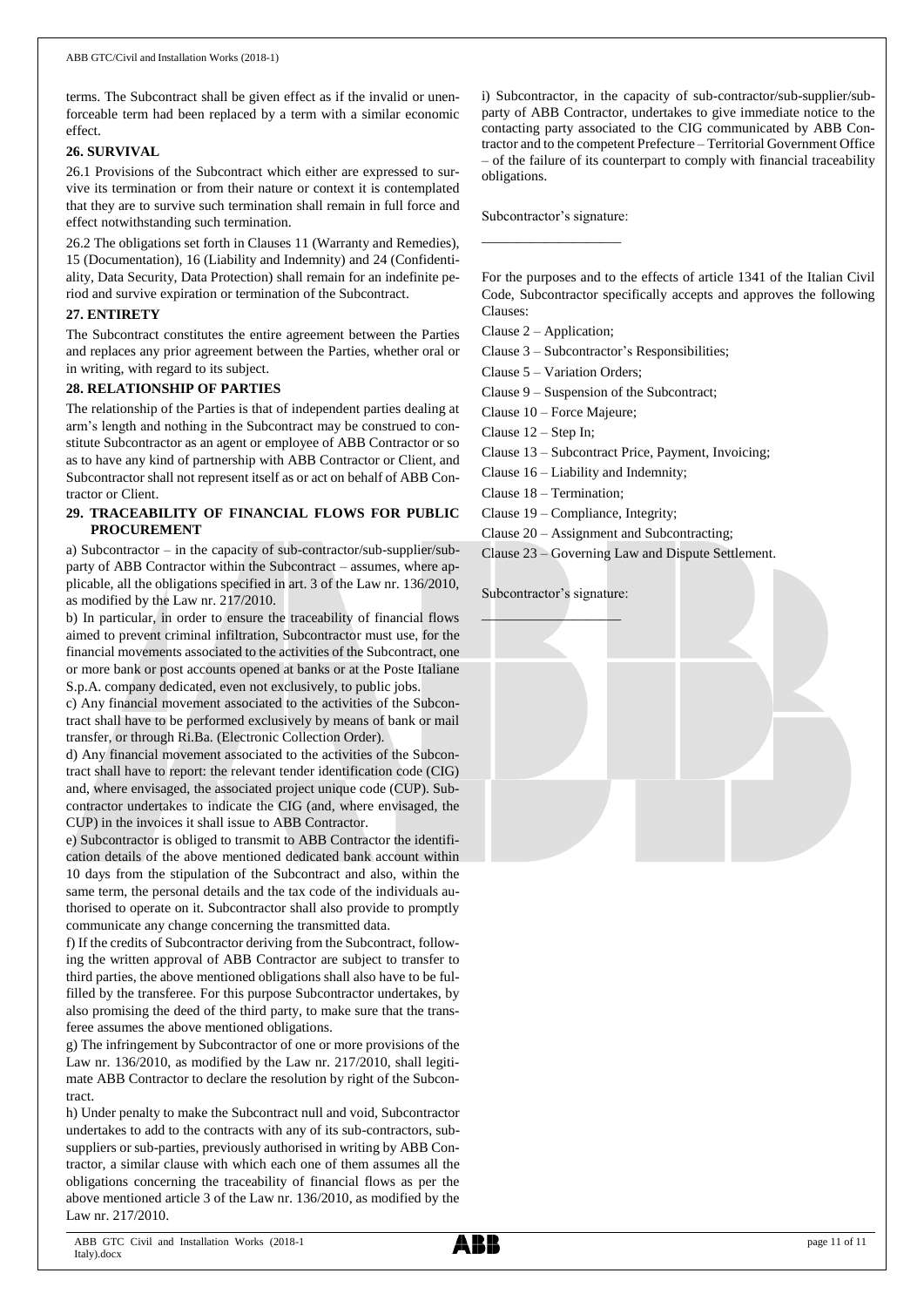terms. The Subcontract shall be given effect as if the invalid or unenforceable term had been replaced by a term with a similar economic effect.

## 26. SURVIVAL

26.1 Provisions of the Subcontract which either are expressed to survive its termination or from their nature or context it is contemplated that they are to survive such termination shall remain in full force and effect notwithstanding such termination.

26.2 The obligations set forth in Clauses 11 (Warranty and Remedies), 15 (Documentation), 16 (Liability and Indemnity) and 24 (Confidentiality, Data Security, Data Protection) shall remain for an indefinite period and survive expiration or termination of the Subcontract.

## 27. ENTIRETY

The Subcontract constitutes the entire agreement between the Parties and replaces any prior agreement between the Parties, whether oral or in writing, with regard to its subject.

## 28. RELATIONSHIP OF PARTIES

The relationship of the Parties is that of independent parties dealing at arm's length and nothing in the Subcontract may be construed to constitute Subcontractor as an agent or employee of ABB Contractor or so as to have any kind of partnership with ABB Contractor or Client, and Subcontractor shall not represent itself as or act on behalf of ABB Contractor or Client.

## 29. TRACEABILITY OF FINANCIAL FLOWS FOR PUBLIC PROCUREMENT

a) Subcontractor – in the capacity of sub-contractor/sub-supplier/subparty of ABB Contractor within the Subcontract – assumes, where applicable, all the obligations specified in art. 3 of the Law nr. 136/2010, as modified by the Law nr. 217/2010.

b) In particular, in order to ensure the traceability of financial flows aimed to prevent criminal infiltration, Subcontractor must use, for the financial movements associated to the activities of the Subcontract, one or more bank or post accounts opened at banks or at the Poste Italiane S.p.A. company dedicated, even not exclusively, to public jobs.

c) Any financial movement associated to the activities of the Subcontract shall have to be performed exclusively by means of bank or mail transfer, or through Ri.Ba. (Electronic Collection Order).

d) Any financial movement associated to the activities of the Subcontract shall have to report: the relevant tender identification code (CIG) and, where envisaged, the associated project unique code (CUP). Subcontractor undertakes to indicate the CIG (and, where envisaged, the CUP) in the invoices it shall issue to ABB Contractor.

e) Subcontractor is obliged to transmit to ABB Contractor the identification details of the above mentioned dedicated bank account within 10 days from the stipulation of the Subcontract and also, within the same term, the personal details and the tax code of the individuals authorised to operate on it. Subcontractor shall also provide to promptly communicate any change concerning the transmitted data.

f) If the credits of Subcontractor deriving from the Subcontract, following the written approval of ABB Contractor are subject to transfer to third parties, the above mentioned obligations shall also have to be fulfilled by the transferee. For this purpose Subcontractor undertakes, by also promising the deed of the third party, to make sure that the transferee assumes the above mentioned obligations.

g) The infringement by Subcontractor of one or more provisions of the Law nr. 136/2010, as modified by the Law nr. 217/2010, shall legitimate ABB Contractor to declare the resolution by right of the Subcontract.

h) Under penalty to make the Subcontract null and void, Subcontractor undertakes to add to the contracts with any of its sub-contractors, subsuppliers or sub-parties, previously authorised in writing by ABB Contractor, a similar clause with which each one of them assumes all the obligations concerning the traceability of financial flows as per the above mentioned article 3 of the Law nr. 136/2010, as modified by the Law nr. 217/2010.

i) Subcontractor, in the capacity of sub-contractor/sub-supplier/subparty of ABB Contractor, undertakes to give immediate notice to the contacting party associated to the CIG communicated by ABB Contractor and to the competent Prefecture – Territorial Government Office – of the failure of its counterpart to comply with financial traceability obligations.

Subcontractor's signature:

\_\_\_\_\_\_\_\_\_\_\_\_\_\_\_\_\_\_\_\_

For the purposes and to the effects of article 1341 of the Italian Civil Code, Subcontractor specifically accepts and approves the following Clauses:

Clause 2 – Application;

Clause 3 – Subcontractor's Responsibilities;

Clause 5 – Variation Orders;

Clause 9 – Suspension of the Subcontract;

Clause 10 – Force Majeure;

Clause 12 – Step In;

Clause 13 – Subcontract Price, Payment, Invoicing;

Clause 16 – Liability and Indemnity;

Clause 18 – Termination;

Clause 19 – Compliance, Integrity;

Clause 20 – Assignment and Subcontracting;

Clause 23 – Governing Law and Dispute Settlement.

Subcontractor's signature:

\_\_\_\_\_\_\_\_\_\_\_\_\_\_\_\_\_\_\_\_